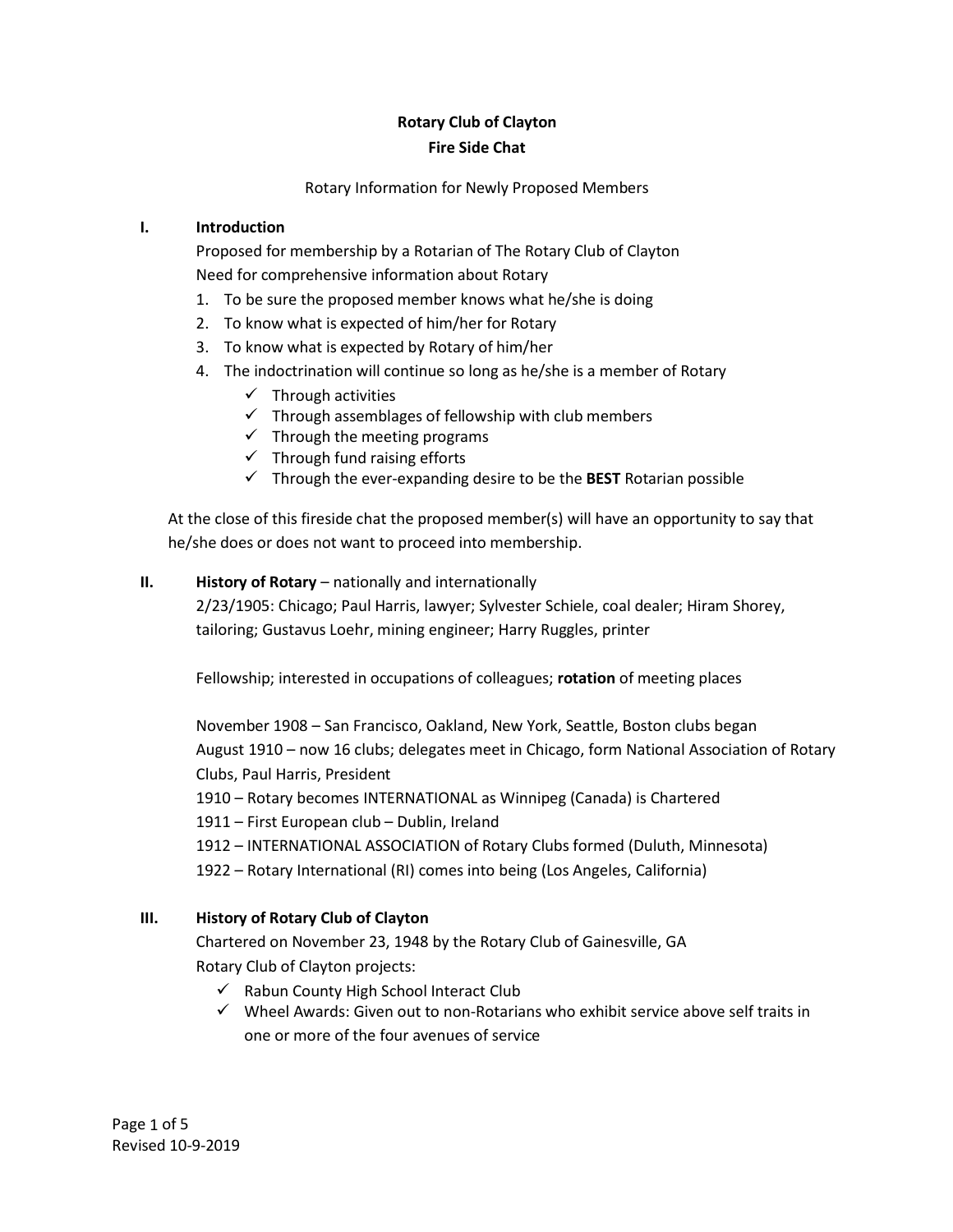**Rotary Club of Clayton**

**Fire Side Chat**

Rotary Information for Newly Proposed Members

## I. Introduction

Proposed for membership by a Rotarian of The Rotary Club of Clayton
Need for comprehensive information about Rotary

1. To be sure the proposed member knows what he/she is doing
2. To know what is expected of him/her for Rotary
3. To know what is expected by Rotary of him/her
4. The indoctrination will continue so long as he/she is a member of Rotary
   - ✓ Through activities
   - ✓ Through assemblages of fellowship with club members
   - ✓ Through the meeting programs
   - ✓ Through fund raising efforts
   - ✓ Through the ever-expanding desire to be the **BEST** Rotarian possible

At the close of this fireside chat the proposed member(s) will have an opportunity to say that he/she does or does not want to proceed into membership.

## II. History of Rotary – nationally and internationally

2/23/1905: Chicago; Paul Harris, lawyer; Sylvester Schiele, coal dealer; Hiram Shorey, tailoring; Gustavus Loehr, mining engineer; Harry Ruggles, printer

Fellowship; interested in occupations of colleagues; **rotation** of meeting places

November 1908 – San Francisco, Oakland, New York, Seattle, Boston clubs began
August 1910 – now 16 clubs; delegates meet in Chicago, form National Association of Rotary Clubs, Paul Harris, President
1910 – Rotary becomes INTERNATIONAL as Winnipeg (Canada) is Chartered
1911 – First European club – Dublin, Ireland
1912 – INTERNATIONAL ASSOCIATION of Rotary Clubs formed (Duluth, Minnesota)
1922 – Rotary International (RI) comes into being (Los Angeles, California)

## III. History of Rotary Club of Clayton

Chartered on November 23, 1948 by the Rotary Club of Gainesville, GA
Rotary Club of Clayton projects:

- ✓ Rabun County High School Interact Club
- ✓ Wheel Awards: Given out to non-Rotarians who exhibit service above self traits in one or more of the four avenues of service

Revised 10-9-2019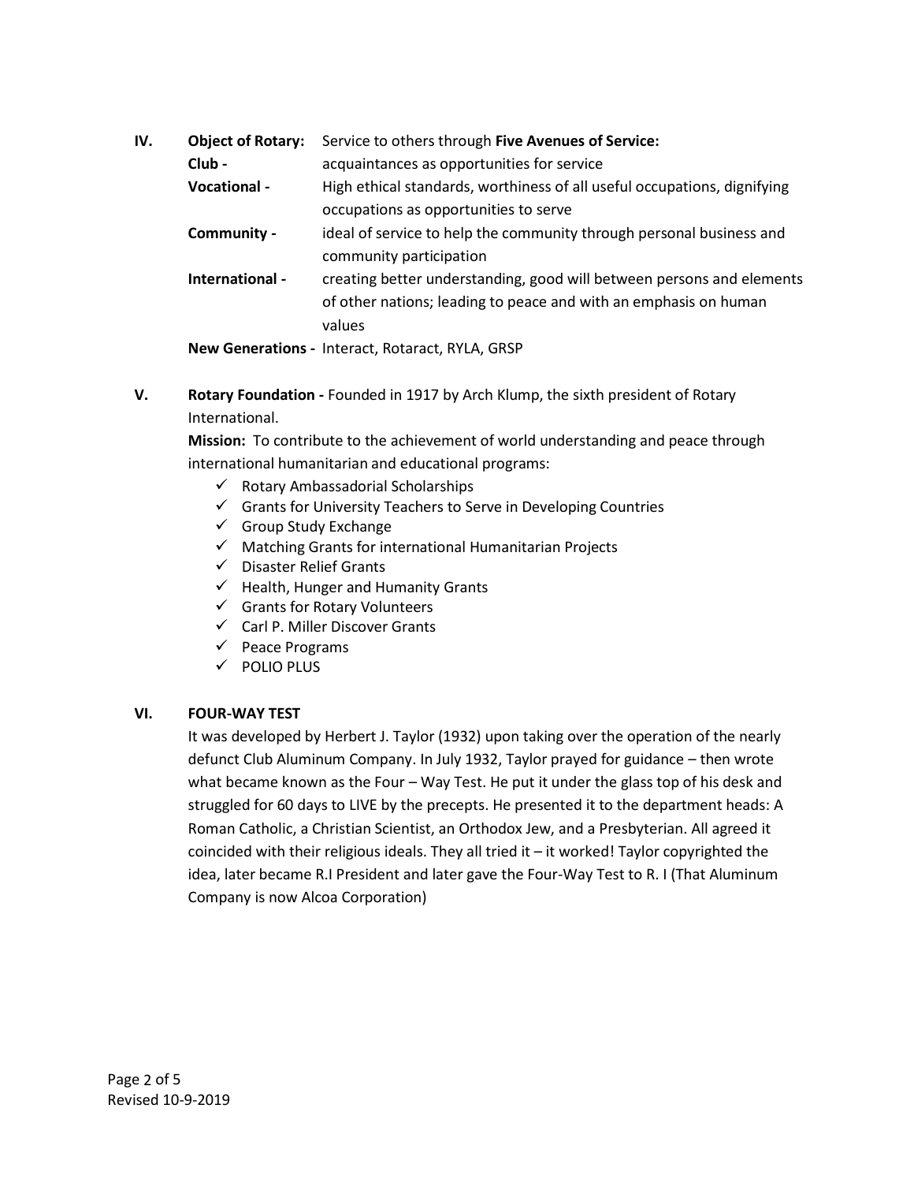**IV. Object of Rotary:** Service to others through **Five Avenues of Service:**

- **Club -** acquaintances as opportunities for service
- **Vocational -** High ethical standards, worthiness of all useful occupations, dignifying occupations as opportunities to serve
- **Community -** ideal of service to help the community through personal business and community participation
- **International -** creating better understanding, good will between persons and elements of other nations; leading to peace and with an emphasis on human values
- **New Generations -** Interact, Rotaract, RYLA, GRSP

**V. Rotary Foundation -** Founded in 1917 by Arch Klump, the sixth president of Rotary International.

**Mission:** To contribute to the achievement of world understanding and peace through international humanitarian and educational programs:

- ✓ Rotary Ambassadorial Scholarships
- ✓ Grants for University Teachers to Serve in Developing Countries
- ✓ Group Study Exchange
- ✓ Matching Grants for international Humanitarian Projects
- ✓ Disaster Relief Grants
- ✓ Health, Hunger and Humanity Grants
- ✓ Grants for Rotary Volunteers
- ✓ Carl P. Miller Discover Grants
- ✓ Peace Programs
- ✓ POLIO PLUS

**VI. FOUR-WAY TEST**

It was developed by Herbert J. Taylor (1932) upon taking over the operation of the nearly defunct Club Aluminum Company. In July 1932, Taylor prayed for guidance – then wrote what became known as the Four – Way Test. He put it under the glass top of his desk and struggled for 60 days to LIVE by the precepts. He presented it to the department heads: A Roman Catholic, a Christian Scientist, an Orthodox Jew, and a Presbyterian. All agreed it coincided with their religious ideals. They all tried it – it worked! Taylor copyrighted the idea, later became R.I President and later gave the Four-Way Test to R. I (That Aluminum Company is now Alcoa Corporation)

Revised 10-9-2019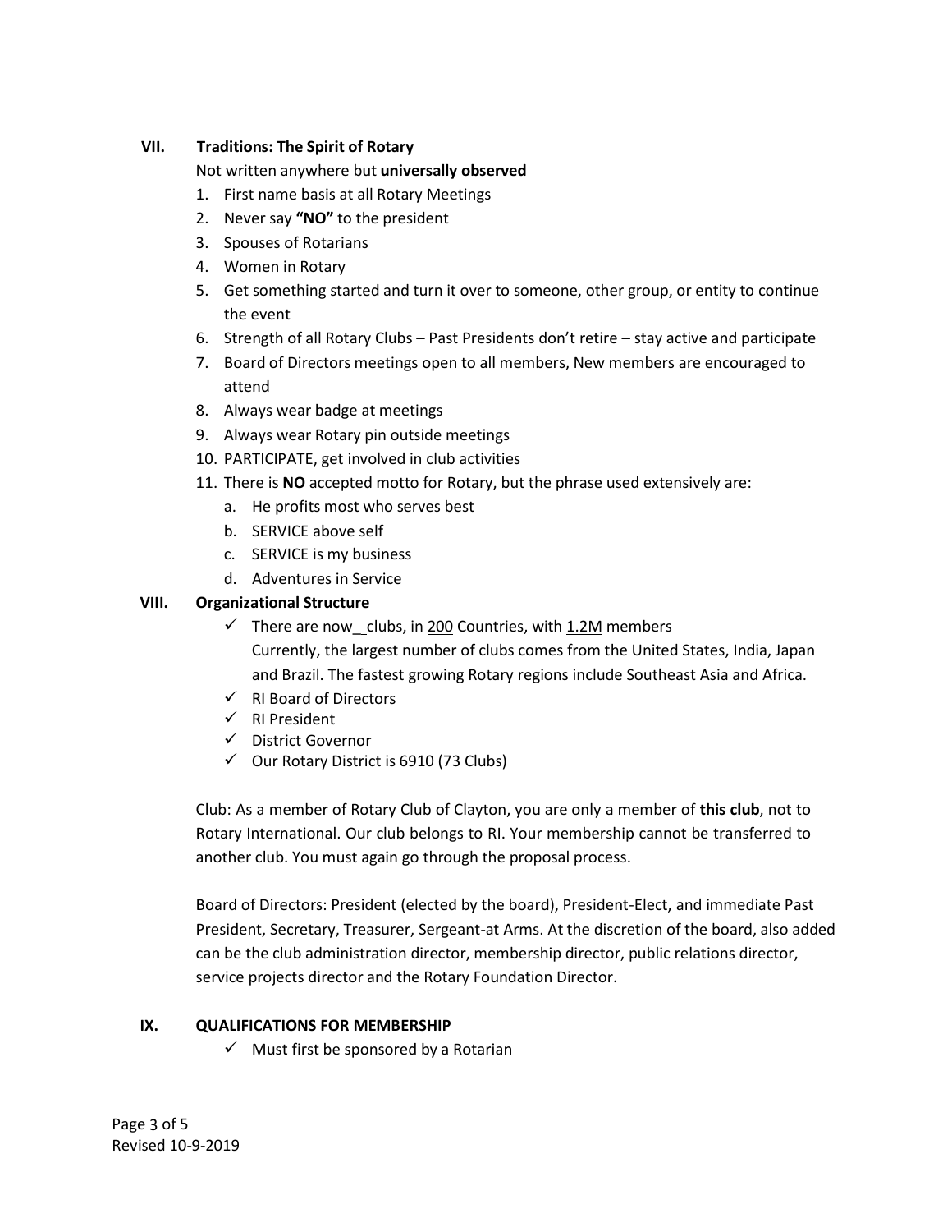## VII. Traditions: The Spirit of Rotary

Not written anywhere but **universally observed**

1. First name basis at all Rotary Meetings
2. Never say **"NO"** to the president
3. Spouses of Rotarians
4. Women in Rotary
5. Get something started and turn it over to someone, other group, or entity to continue the event
6. Strength of all Rotary Clubs – Past Presidents don't retire – stay active and participate
7. Board of Directors meetings open to all members, New members are encouraged to attend
8. Always wear badge at meetings
9. Always wear Rotary pin outside meetings
10. PARTICIPATE, get involved in club activities
11. There is **NO** accepted motto for Rotary, but the phrase used extensively are:
    a. He profits most who serves best
    b. SERVICE above self
    c. SERVICE is my business
    d. Adventures in Service

## VIII. Organizational Structure

- ✓ There are now__clubs, in 200 Countries, with 1.2M members
  Currently, the largest number of clubs comes from the United States, India, Japan and Brazil. The fastest growing Rotary regions include Southeast Asia and Africa.
- ✓ RI Board of Directors
- ✓ RI President
- ✓ District Governor
- ✓ Our Rotary District is 6910 (73 Clubs)

Club: As a member of Rotary Club of Clayton, you are only a member of **this club**, not to Rotary International. Our club belongs to RI. Your membership cannot be transferred to another club. You must again go through the proposal process.

Board of Directors: President (elected by the board), President-Elect, and immediate Past President, Secretary, Treasurer, Sergeant-at Arms. At the discretion of the board, also added can be the club administration director, membership director, public relations director, service projects director and the Rotary Foundation Director.

## IX. QUALIFICATIONS FOR MEMBERSHIP

- ✓ Must first be sponsored by a Rotarian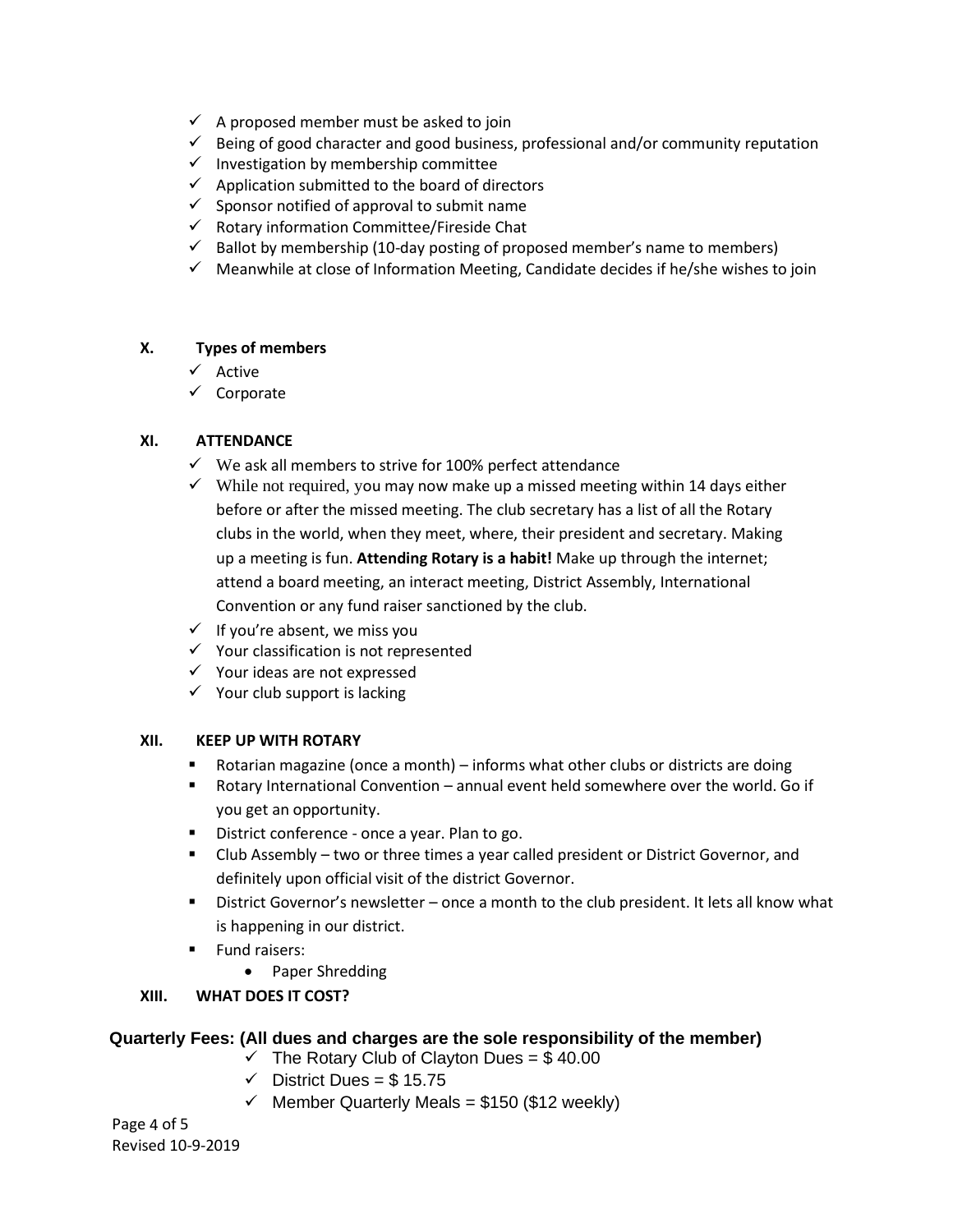- ✓ A proposed member must be asked to join
- ✓ Being of good character and good business, professional and/or community reputation
- ✓ Investigation by membership committee
- ✓ Application submitted to the board of directors
- ✓ Sponsor notified of approval to submit name
- ✓ Rotary information Committee/Fireside Chat
- ✓ Ballot by membership (10-day posting of proposed member's name to members)
- ✓ Meanwhile at close of Information Meeting, Candidate decides if he/she wishes to join

## X. Types of members

- ✓ Active
- ✓ Corporate

## XI. ATTENDANCE

- ✓ We ask all members to strive for 100% perfect attendance
- ✓ While not required, you may now make up a missed meeting within 14 days either before or after the missed meeting. The club secretary has a list of all the Rotary clubs in the world, when they meet, where, their president and secretary. Making up a meeting is fun. **Attending Rotary is a habit!** Make up through the internet; attend a board meeting, an interact meeting, District Assembly, International Convention or any fund raiser sanctioned by the club.
- ✓ If you're absent, we miss you
- ✓ Your classification is not represented
- ✓ Your ideas are not expressed
- ✓ Your club support is lacking

## XII. KEEP UP WITH ROTARY

- Rotarian magazine (once a month) – informs what other clubs or districts are doing
- Rotary International Convention – annual event held somewhere over the world. Go if you get an opportunity.
- District conference - once a year. Plan to go.
- Club Assembly – two or three times a year called president or District Governor, and definitely upon official visit of the district Governor.
- District Governor's newsletter – once a month to the club president. It lets all know what is happening in our district.
- Fund raisers:
  - Paper Shredding

## XIII. WHAT DOES IT COST?

**Quarterly Fees: (All dues and charges are the sole responsibility of the member)**

- ✓ The Rotary Club of Clayton Dues = $ 40.00
- ✓ District Dues = $ 15.75
- ✓ Member Quarterly Meals = $150 ($12 weekly)

Revised 10-9-2019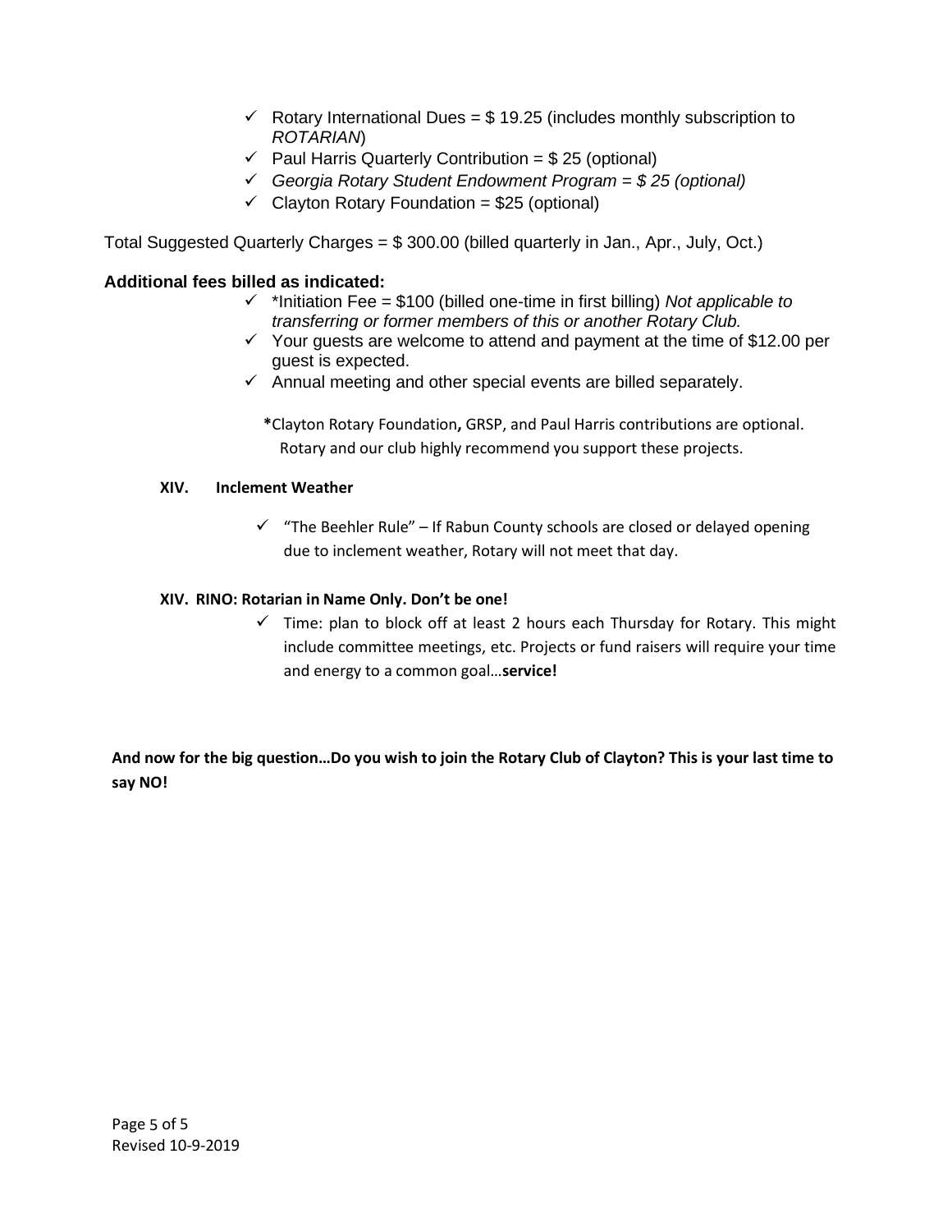- ✓ Rotary International Dues = $ 19.25 (includes monthly subscription to *ROTARIAN*)
- ✓ Paul Harris Quarterly Contribution = $ 25 (optional)
- ✓ *Georgia Rotary Student Endowment Program = $ 25 (optional)*
- ✓ Clayton Rotary Foundation = $25 (optional)

Total Suggested Quarterly Charges = $ 300.00 (billed quarterly in Jan., Apr., July, Oct.)

**Additional fees billed as indicated:**

- ✓ *Initiation Fee = $100 (billed one-time in first billing) *Not applicable to transferring or former members of this or another Rotary Club.*
- ✓ Your guests are welcome to attend and payment at the time of $12.00 per guest is expected.
- ✓ Annual meeting and other special events are billed separately.

**\***Clayton Rotary Foundation**,** GRSP, and Paul Harris contributions are optional. Rotary and our club highly recommend you support these projects.

### XIV. Inclement Weather

- ✓ "The Beehler Rule" – If Rabun County schools are closed or delayed opening due to inclement weather, Rotary will not meet that day.

### XIV. RINO: Rotarian in Name Only. Don't be one!

- ✓ Time: plan to block off at least 2 hours each Thursday for Rotary. This might include committee meetings, etc. Projects or fund raisers will require your time and energy to a common goal…**service!**

**And now for the big question…Do you wish to join the Rotary Club of Clayton? This is your last time to say NO!**

Revised 10-9-2019